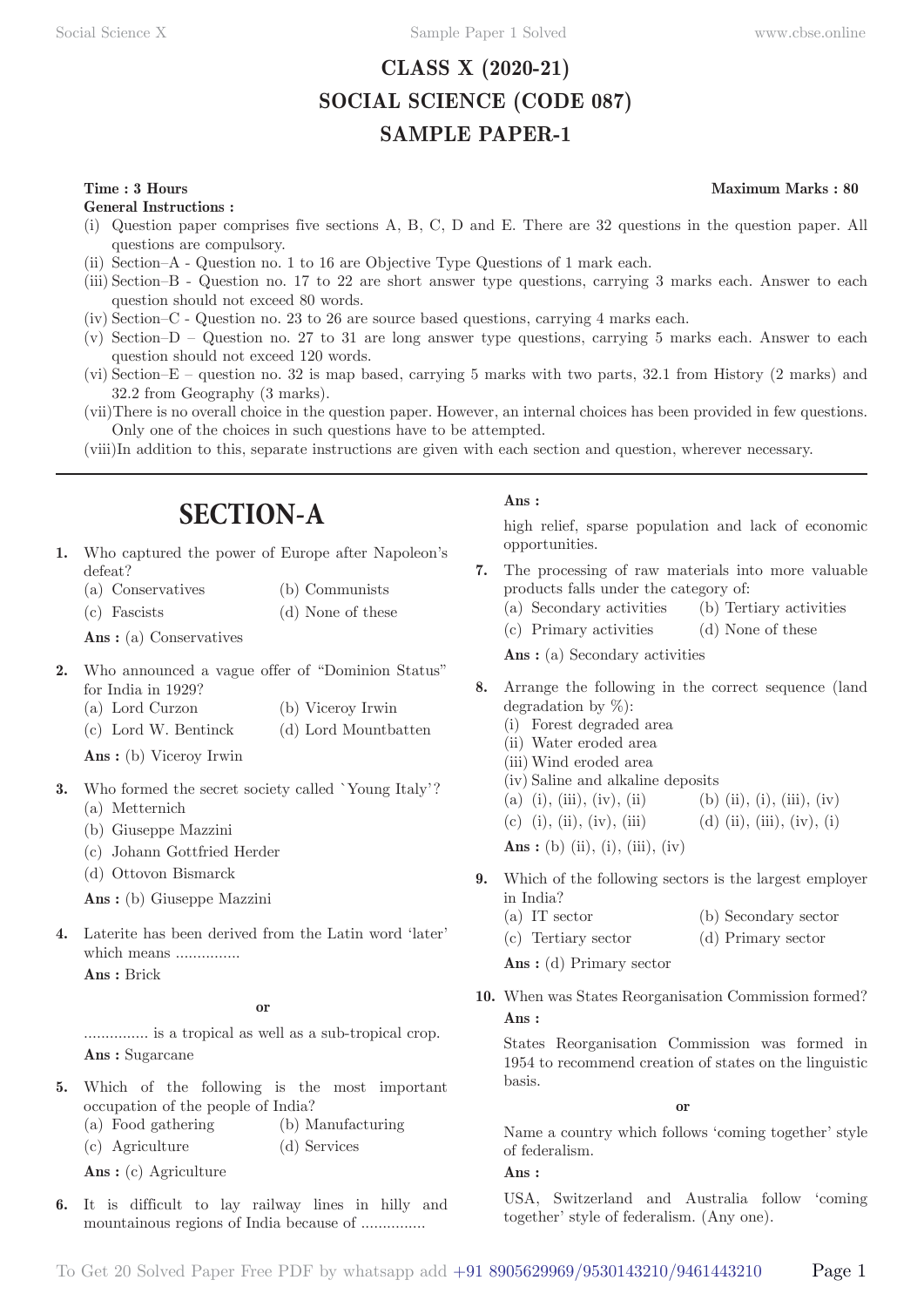# CLASS X (2020-21)
# SOCIAL SCIENCE (CODE 087)
# SAMPLE PAPER-1

**Time : 3 Hours** **Maximum Marks : 80**

**General Instructions :**

(i) Question paper comprises five sections A, B, C, D and E. There are 32 questions in the question paper. All questions are compulsory.
(ii) Section–A - Question no. 1 to 16 are Objective Type Questions of 1 mark each.
(iii) Section–B - Question no. 17 to 22 are short answer type questions, carrying 3 marks each. Answer to each question should not exceed 80 words.
(iv) Section–C - Question no. 23 to 26 are source based questions, carrying 4 marks each.
(v) Section–D – Question no. 27 to 31 are long answer type questions, carrying 5 marks each. Answer to each question should not exceed 120 words.
(vi) Section–E – question no. 32 is map based, carrying 5 marks with two parts, 32.1 from History (2 marks) and 32.2 from Geography (3 marks).
(vii) There is no overall choice in the question paper. However, an internal choices has been provided in few questions. Only one of the choices in such questions have to be attempted.
(viii) In addition to this, separate instructions are given with each section and question, wherever necessary.

## SECTION-A

**1.** Who captured the power of Europe after Napoleon's defeat?
(a) Conservatives (b) Communists
(c) Fascists (d) None of these

**Ans :** (a) Conservatives

**2.** Who announced a vague offer of "Dominion Status" for India in 1929?
(a) Lord Curzon (b) Viceroy Irwin
(c) Lord W. Bentinck (d) Lord Mountbatten

**Ans :** (b) Viceroy Irwin

**3.** Who formed the secret society called `Young Italy'?
(a) Metternich
(b) Giuseppe Mazzini
(c) Johann Gottfried Herder
(d) Ottovon Bismarck

**Ans :** (b) Giuseppe Mazzini

**4.** Laterite has been derived from the Latin word 'later' which means ...............

**Ans :** Brick

**or**

............... is a tropical as well as a sub-tropical crop.

**Ans :** Sugarcane

**5.** Which of the following is the most important occupation of the people of India?
(a) Food gathering (b) Manufacturing
(c) Agriculture (d) Services

**Ans :** (c) Agriculture

**6.** It is difficult to lay railway lines in hilly and mountainous regions of India because of ...............

**Ans :**

high relief, sparse population and lack of economic opportunities.

**7.** The processing of raw materials into more valuable products falls under the category of:
(a) Secondary activities (b) Tertiary activities
(c) Primary activities (d) None of these

**Ans :** (a) Secondary activities

**8.** Arrange the following in the correct sequence (land degradation by %):
(i) Forest degraded area
(ii) Water eroded area
(iii) Wind eroded area
(iv) Saline and alkaline deposits
(a) (i), (iii), (iv), (ii) (b) (ii), (i), (iii), (iv)
(c) (i), (ii), (iv), (iii) (d) (ii), (iii), (iv), (i)

**Ans :** (b) (ii), (i), (iii), (iv)

**9.** Which of the following sectors is the largest employer in India?
(a) IT sector (b) Secondary sector
(c) Tertiary sector (d) Primary sector

**Ans :** (d) Primary sector

**10.** When was States Reorganisation Commission formed?

**Ans :**

States Reorganisation Commission was formed in 1954 to recommend creation of states on the linguistic basis.

**or**

Name a country which follows 'coming together' style of federalism.

**Ans :**

USA, Switzerland and Australia follow 'coming together' style of federalism. (Any one).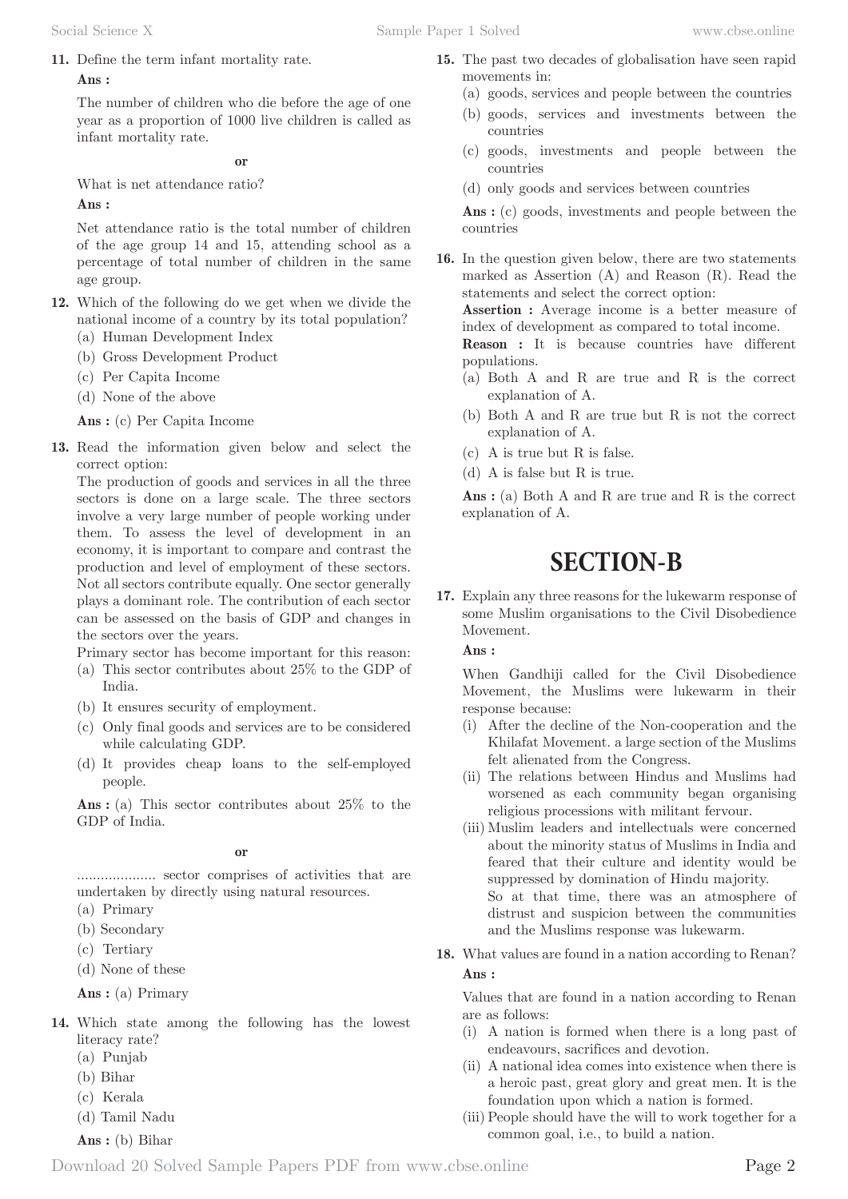**11.** Define the term infant mortality rate.

**Ans :**

The number of children who die before the age of one year as a proportion of 1000 live children is called as infant mortality rate.

**or**

What is net attendance ratio?

**Ans :**

Net attendance ratio is the total number of children of the age group 14 and 15, attending school as a percentage of total number of children in the same age group.

**12.** Which of the following do we get when we divide the national income of a country by its total population?

(a) Human Development Index
(b) Gross Development Product
(c) Per Capita Income
(d) None of the above

**Ans :** (c) Per Capita Income

**13.** Read the information given below and select the correct option:

The production of goods and services in all the three sectors is done on a large scale. The three sectors involve a very large number of people working under them. To assess the level of development in an economy, it is important to compare and contrast the production and level of employment of these sectors. Not all sectors contribute equally. One sector generally plays a dominant role. The contribution of each sector can be assessed on the basis of GDP and changes in the sectors over the years.

Primary sector has become important for this reason:

(a) This sector contributes about 25% to the GDP of India.
(b) It ensures security of employment.
(c) Only final goods and services are to be considered while calculating GDP.
(d) It provides cheap loans to the self-employed people.

**Ans :** (a) This sector contributes about 25% to the GDP of India.

**or**

.................... sector comprises of activities that are undertaken by directly using natural resources.

(a) Primary
(b) Secondary
(c) Tertiary
(d) None of these

**Ans :** (a) Primary

**14.** Which state among the following has the lowest literacy rate?

(a) Punjab
(b) Bihar
(c) Kerala
(d) Tamil Nadu

**Ans :** (b) Bihar

**15.** The past two decades of globalisation have seen rapid movements in:

(a) goods, services and people between the countries
(b) goods, services and investments between the countries
(c) goods, investments and people between the countries
(d) only goods and services between countries

**Ans :** (c) goods, investments and people between the countries

**16.** In the question given below, there are two statements marked as Assertion (A) and Reason (R). Read the statements and select the correct option:

**Assertion :** Average income is a better measure of index of development as compared to total income.

**Reason :** It is because countries have different populations.

(a) Both A and R are true and R is the correct explanation of A.
(b) Both A and R are true but R is not the correct explanation of A.
(c) A is true but R is false.
(d) A is false but R is true.

**Ans :** (a) Both A and R are true and R is the correct explanation of A.

# SECTION-B

**17.** Explain any three reasons for the lukewarm response of some Muslim organisations to the Civil Disobedience Movement.

**Ans :**

When Gandhiji called for the Civil Disobedience Movement, the Muslims were lukewarm in their response because:

(i) After the decline of the Non-cooperation and the Khilafat Movement. a large section of the Muslims felt alienated from the Congress.
(ii) The relations between Hindus and Muslims had worsened as each community began organising religious processions with militant fervour.
(iii) Muslim leaders and intellectuals were concerned about the minority status of Muslims in India and feared that their culture and identity would be suppressed by domination of Hindu majority.
So at that time, there was an atmosphere of distrust and suspicion between the communities and the Muslims response was lukewarm.

**18.** What values are found in a nation according to Renan?

**Ans :**

Values that are found in a nation according to Renan are as follows:

(i) A nation is formed when there is a long past of endeavours, sacrifices and devotion.
(ii) A national idea comes into existence when there is a heroic past, great glory and great men. It is the foundation upon which a nation is formed.
(iii) People should have the will to work together for a common goal, i.e., to build a nation.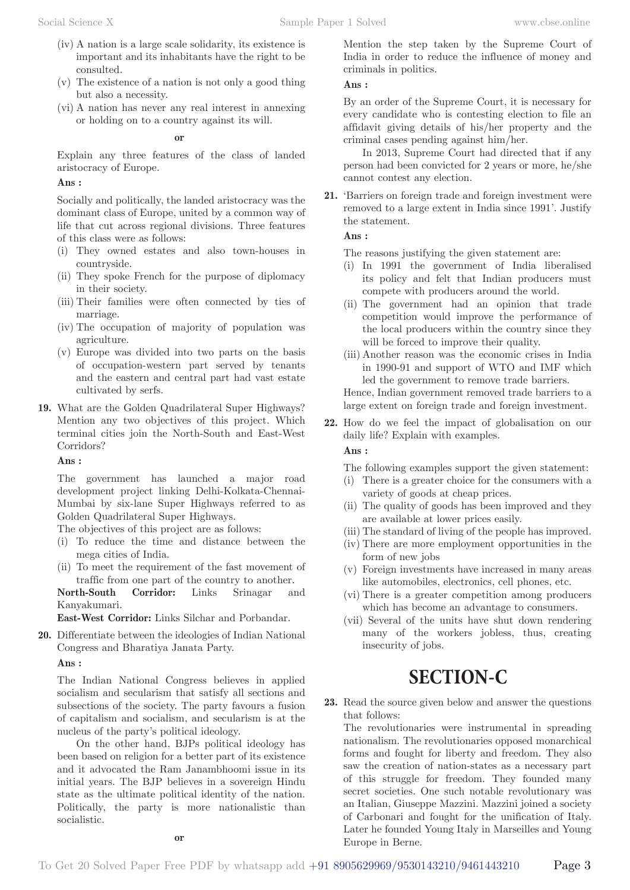(iv) A nation is a large scale solidarity, its existence is important and its inhabitants have the right to be consulted.

(v) The existence of a nation is not only a good thing but also a necessity.

(vi) A nation has never any real interest in annexing or holding on to a country against its will.

**or**

Explain any three features of the class of landed aristocracy of Europe.

**Ans :**

Socially and politically, the landed aristocracy was the dominant class of Europe, united by a common way of life that cut across regional divisions. Three features of this class were as follows:

(i) They owned estates and also town-houses in countryside.

(ii) They spoke French for the purpose of diplomacy in their society.

(iii) Their families were often connected by ties of marriage.

(iv) The occupation of majority of population was agriculture.

(v) Europe was divided into two parts on the basis of occupation-western part served by tenants and the eastern and central part had vast estate cultivated by serfs.

**19.** What are the Golden Quadrilateral Super Highways? Mention any two objectives of this project. Which terminal cities join the North-South and East-West Corridors?

**Ans :**

The government has launched a major road development project linking Delhi-Kolkata-Chennai-Mumbai by six-lane Super Highways referred to as Golden Quadrilateral Super Highways.

The objectives of this project are as follows:

(i) To reduce the time and distance between the mega cities of India.

(ii) To meet the requirement of the fast movement of traffic from one part of the country to another.

**North-South Corridor:** Links Srinagar and Kanyakumari.

**East-West Corridor:** Links Silchar and Porbandar.

**20.** Differentiate between the ideologies of Indian National Congress and Bharatiya Janata Party.

**Ans :**

The Indian National Congress believes in applied socialism and secularism that satisfy all sections and subsections of the society. The party favours a fusion of capitalism and socialism, and secularism is at the nucleus of the party's political ideology.

On the other hand, BJPs political ideology has been based on religion for a better part of its existence and it advocated the Ram Janambhoomi issue in its initial years. The BJP believes in a sovereign Hindu state as the ultimate political identity of the nation. Politically, the party is more nationalistic than socialistic.

**or**

Mention the step taken by the Supreme Court of India in order to reduce the influence of money and criminals in politics.

**Ans :**

By an order of the Supreme Court, it is necessary for every candidate who is contesting election to file an affidavit giving details of his/her property and the criminal cases pending against him/her.

In 2013, Supreme Court had directed that if any person had been convicted for 2 years or more, he/she cannot contest any election.

**21.** 'Barriers on foreign trade and foreign investment were removed to a large extent in India since 1991'. Justify the statement.

**Ans :**

The reasons justifying the given statement are:

(i) In 1991 the government of India liberalised its policy and felt that Indian producers must compete with producers around the world.

(ii) The government had an opinion that trade competition would improve the performance of the local producers within the country since they will be forced to improve their quality.

(iii) Another reason was the economic crises in India in 1990-91 and support of WTO and IMF which led the government to remove trade barriers.

Hence, Indian government removed trade barriers to a large extent on foreign trade and foreign investment.

**22.** How do we feel the impact of globalisation on our daily life? Explain with examples.

**Ans :**

The following examples support the given statement:

(i) There is a greater choice for the consumers with a variety of goods at cheap prices.

(ii) The quality of goods has been improved and they are available at lower prices easily.

(iii) The standard of living of the people has improved.

(iv) There are more employment opportunities in the form of new jobs

(v) Foreign investments have increased in many areas like automobiles, electronics, cell phones, etc.

(vi) There is a greater competition among producers which has become an advantage to consumers.

(vii) Several of the units have shut down rendering many of the workers jobless, thus, creating insecurity of jobs.

# SECTION-C

**23.** Read the source given below and answer the questions that follows:

The revolutionaries were instrumental in spreading nationalism. The revolutionaries opposed monarchical forms and fought for liberty and freedom. They also saw the creation of nation-states as a necessary part of this struggle for freedom. They founded many secret societies. One such notable revolutionary was an Italian, Giuseppe Mazzini. Mazzini joined a society of Carbonari and fought for the unification of Italy. Later he founded Young Italy in Marseilles and Young Europe in Berne.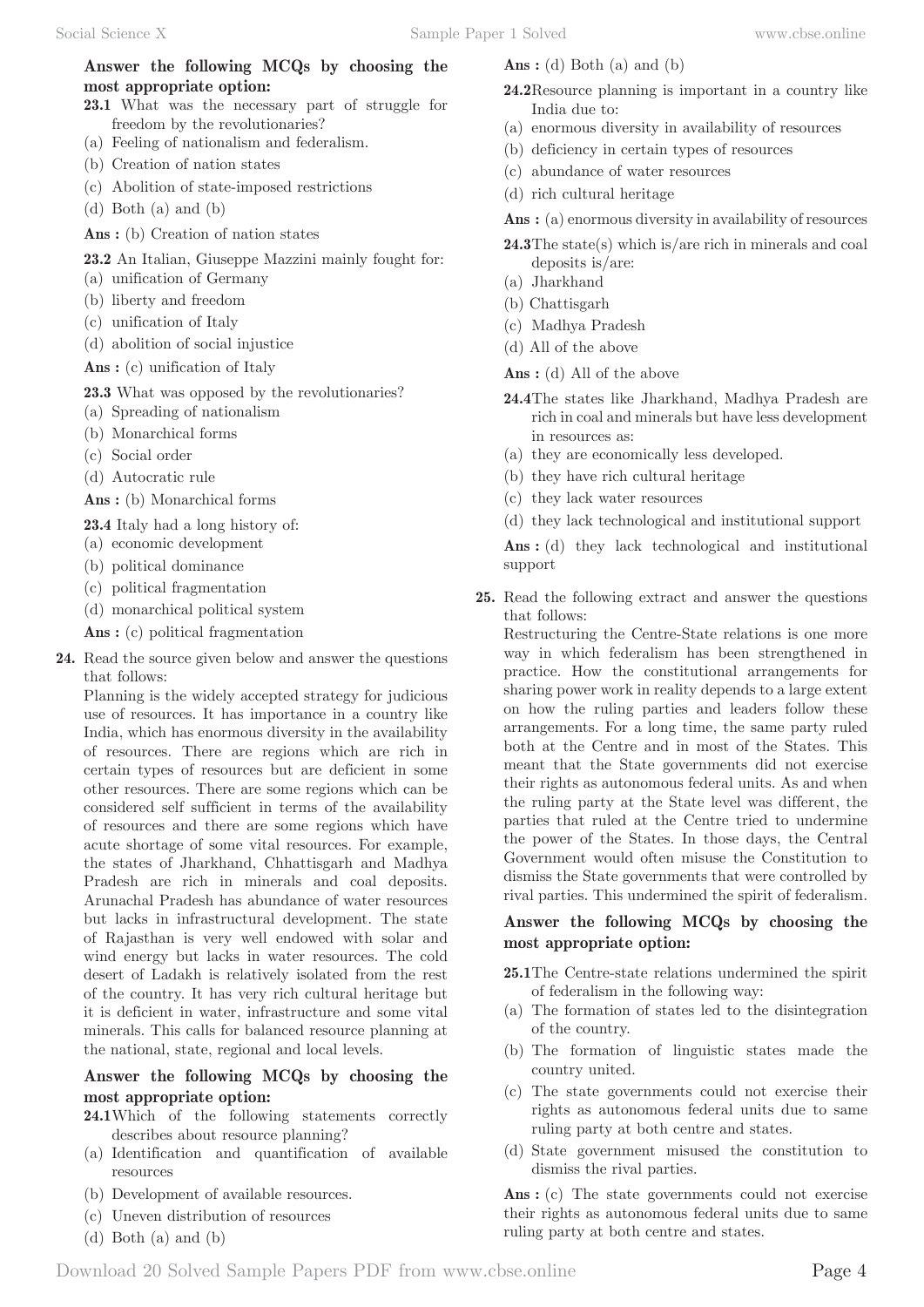**Answer the following MCQs by choosing the most appropriate option:**

**23.1** What was the necessary part of struggle for freedom by the revolutionaries?

(a) Feeling of nationalism and federalism.

(b) Creation of nation states

(c) Abolition of state-imposed restrictions

(d) Both (a) and (b)

**Ans :** (b) Creation of nation states

**23.2** An Italian, Giuseppe Mazzini mainly fought for:

(a) unification of Germany

(b) liberty and freedom

(c) unification of Italy

(d) abolition of social injustice

**Ans :** (c) unification of Italy

**23.3** What was opposed by the revolutionaries?

(a) Spreading of nationalism

(b) Monarchical forms

(c) Social order

(d) Autocratic rule

**Ans :** (b) Monarchical forms

**23.4** Italy had a long history of:

(a) economic development

(b) political dominance

(c) political fragmentation

(d) monarchical political system

**Ans :** (c) political fragmentation

**24.** Read the source given below and answer the questions that follows:

Planning is the widely accepted strategy for judicious use of resources. It has importance in a country like India, which has enormous diversity in the availability of resources. There are regions which are rich in certain types of resources but are deficient in some other resources. There are some regions which can be considered self sufficient in terms of the availability of resources and there are some regions which have acute shortage of some vital resources. For example, the states of Jharkhand, Chhattisgarh and Madhya Pradesh are rich in minerals and coal deposits. Arunachal Pradesh has abundance of water resources but lacks in infrastructural development. The state of Rajasthan is very well endowed with solar and wind energy but lacks in water resources. The cold desert of Ladakh is relatively isolated from the rest of the country. It has very rich cultural heritage but it is deficient in water, infrastructure and some vital minerals. This calls for balanced resource planning at the national, state, regional and local levels.

**Answer the following MCQs by choosing the most appropriate option:**

**24.1** Which of the following statements correctly describes about resource planning?

(a) Identification and quantification of available resources

(b) Development of available resources.

(c) Uneven distribution of resources

(d) Both (a) and (b)

**Ans :** (d) Both (a) and (b)

**24.2** Resource planning is important in a country like India due to:

(a) enormous diversity in availability of resources

(b) deficiency in certain types of resources

(c) abundance of water resources

(d) rich cultural heritage

**Ans :** (a) enormous diversity in availability of resources

**24.3** The state(s) which is/are rich in minerals and coal deposits is/are:

(a) Jharkhand

(b) Chattisgarh

(c) Madhya Pradesh

(d) All of the above

**Ans :** (d) All of the above

**24.4** The states like Jharkhand, Madhya Pradesh are rich in coal and minerals but have less development in resources as:

(a) they are economically less developed.

(b) they have rich cultural heritage

(c) they lack water resources

(d) they lack technological and institutional support

**Ans :** (d) they lack technological and institutional support

**25.** Read the following extract and answer the questions that follows:

Restructuring the Centre-State relations is one more way in which federalism has been strengthened in practice. How the constitutional arrangements for sharing power work in reality depends to a large extent on how the ruling parties and leaders follow these arrangements. For a long time, the same party ruled both at the Centre and in most of the States. This meant that the State governments did not exercise their rights as autonomous federal units. As and when the ruling party at the State level was different, the parties that ruled at the Centre tried to undermine the power of the States. In those days, the Central Government would often misuse the Constitution to dismiss the State governments that were controlled by rival parties. This undermined the spirit of federalism.

**Answer the following MCQs by choosing the most appropriate option:**

**25.1** The Centre-state relations undermined the spirit of federalism in the following way:

(a) The formation of states led to the disintegration of the country.

(b) The formation of linguistic states made the country united.

(c) The state governments could not exercise their rights as autonomous federal units due to same ruling party at both centre and states.

(d) State government misused the constitution to dismiss the rival parties.

**Ans :** (c) The state governments could not exercise their rights as autonomous federal units due to same ruling party at both centre and states.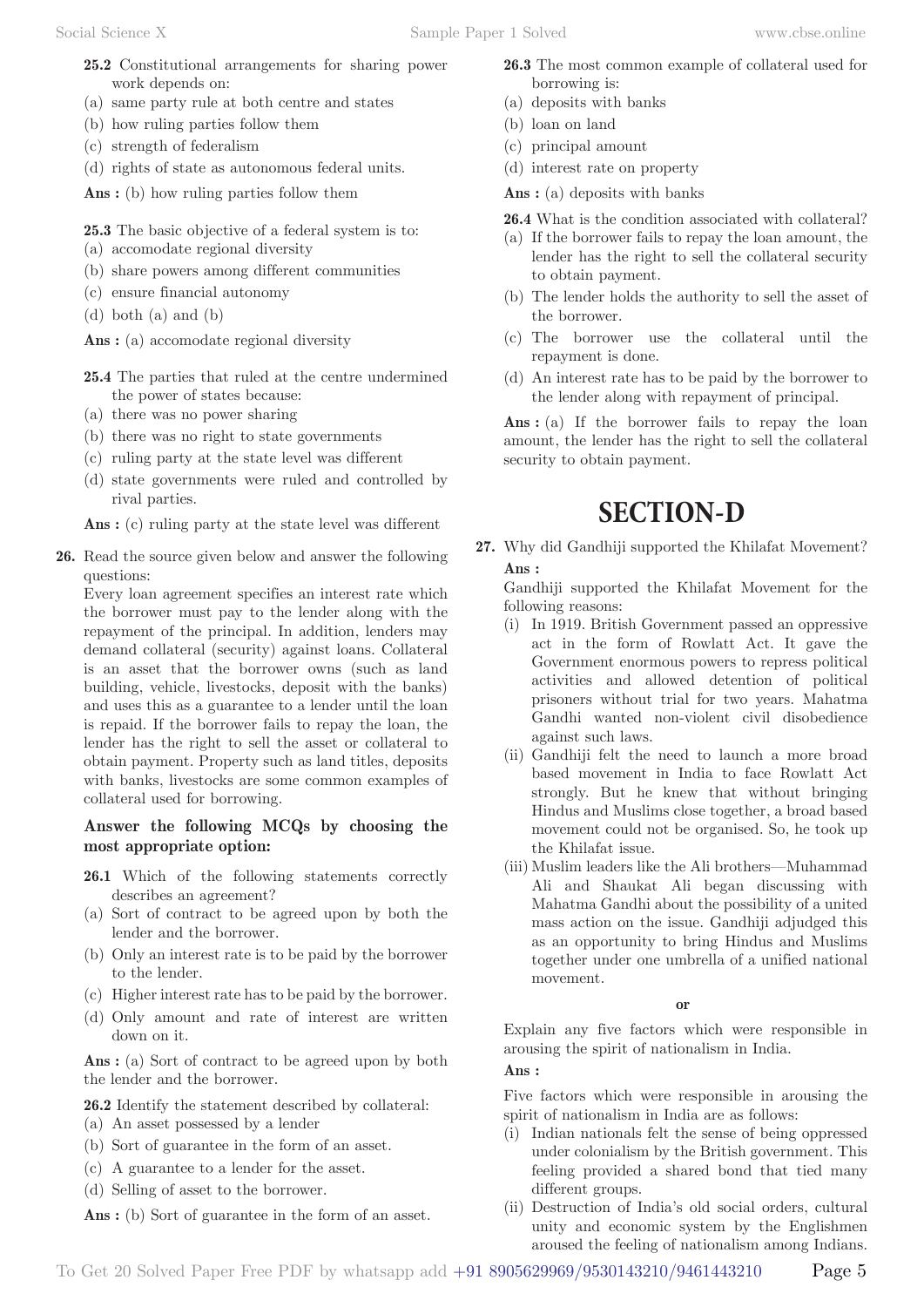**25.2** Constitutional arrangements for sharing power work depends on:

(a) same party rule at both centre and states
(b) how ruling parties follow them
(c) strength of federalism
(d) rights of state as autonomous federal units.

**Ans :** (b) how ruling parties follow them

**25.3** The basic objective of a federal system is to:

(a) accomodate regional diversity
(b) share powers among different communities
(c) ensure financial autonomy
(d) both (a) and (b)

**Ans :** (a) accomodate regional diversity

**25.4** The parties that ruled at the centre undermined the power of states because:

(a) there was no power sharing
(b) there was no right to state governments
(c) ruling party at the state level was different
(d) state governments were ruled and controlled by rival parties.

**Ans :** (c) ruling party at the state level was different

**26.** Read the source given below and answer the following questions:

Every loan agreement specifies an interest rate which the borrower must pay to the lender along with the repayment of the principal. In addition, lenders may demand collateral (security) against loans. Collateral is an asset that the borrower owns (such as land building, vehicle, livestocks, deposit with the banks) and uses this as a guarantee to a lender until the loan is repaid. If the borrower fails to repay the loan, the lender has the right to sell the asset or collateral to obtain payment. Property such as land titles, deposits with banks, livestocks are some common examples of collateral used for borrowing.

**Answer the following MCQs by choosing the most appropriate option:**

**26.1** Which of the following statements correctly describes an agreement?

(a) Sort of contract to be agreed upon by both the lender and the borrower.
(b) Only an interest rate is to be paid by the borrower to the lender.
(c) Higher interest rate has to be paid by the borrower.
(d) Only amount and rate of interest are written down on it.

**Ans :** (a) Sort of contract to be agreed upon by both the lender and the borrower.

**26.2** Identify the statement described by collateral:

(a) An asset possessed by a lender
(b) Sort of guarantee in the form of an asset.
(c) A guarantee to a lender for the asset.
(d) Selling of asset to the borrower.

**Ans :** (b) Sort of guarantee in the form of an asset.

**26.3** The most common example of collateral used for borrowing is:

(a) deposits with banks
(b) loan on land
(c) principal amount
(d) interest rate on property

**Ans :** (a) deposits with banks

**26.4** What is the condition associated with collateral?

(a) If the borrower fails to repay the loan amount, the lender has the right to sell the collateral security to obtain payment.
(b) The lender holds the authority to sell the asset of the borrower.
(c) The borrower use the collateral until the repayment is done.
(d) An interest rate has to be paid by the borrower to the lender along with repayment of principal.

**Ans :** (a) If the borrower fails to repay the loan amount, the lender has the right to sell the collateral security to obtain payment.

# SECTION-D

**27.** Why did Gandhiji supported the Khilafat Movement?

**Ans :**

Gandhiji supported the Khilafat Movement for the following reasons:

(i) In 1919. British Government passed an oppressive act in the form of Rowlatt Act. It gave the Government enormous powers to repress political activities and allowed detention of political prisoners without trial for two years. Mahatma Gandhi wanted non-violent civil disobedience against such laws.
(ii) Gandhiji felt the need to launch a more broad based movement in India to face Rowlatt Act strongly. But he knew that without bringing Hindus and Muslims close together, a broad based movement could not be organised. So, he took up the Khilafat issue.
(iii) Muslim leaders like the Ali brothers—Muhammad Ali and Shaukat Ali began discussing with Mahatma Gandhi about the possibility of a united mass action on the issue. Gandhiji adjudged this as an opportunity to bring Hindus and Muslims together under one umbrella of a unified national movement.

**or**

Explain any five factors which were responsible in arousing the spirit of nationalism in India.

**Ans :**

Five factors which were responsible in arousing the spirit of nationalism in India are as follows:

(i) Indian nationals felt the sense of being oppressed under colonialism by the British government. This feeling provided a shared bond that tied many different groups.
(ii) Destruction of India's old social orders, cultural unity and economic system by the Englishmen aroused the feeling of nationalism among Indians.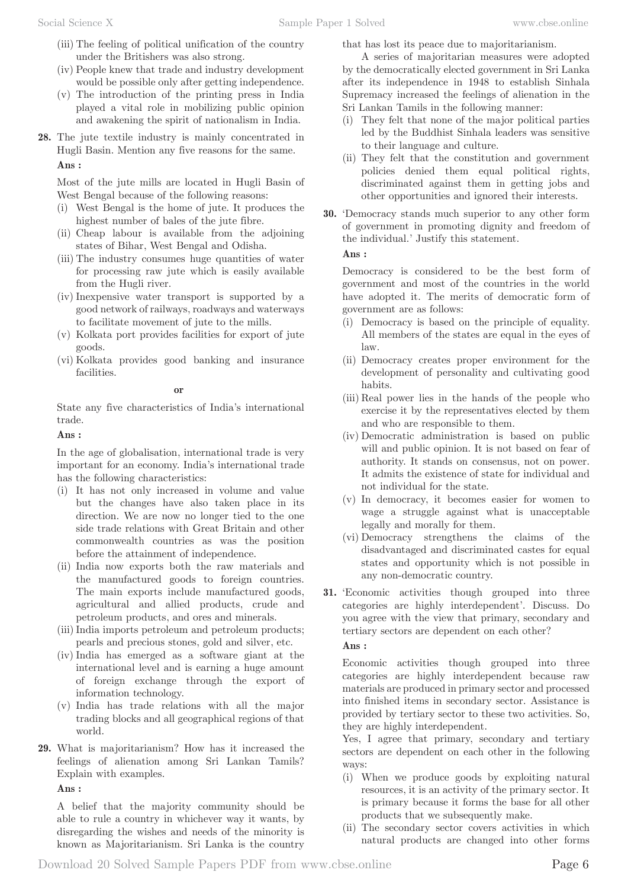(iii) The feeling of political unification of the country under the Britishers was also strong.

(iv) People knew that trade and industry development would be possible only after getting independence.

(v) The introduction of the printing press in India played a vital role in mobilizing public opinion and awakening the spirit of nationalism in India.

**28.** The jute textile industry is mainly concentrated in Hugli Basin. Mention any five reasons for the same.

**Ans :**

Most of the jute mills are located in Hugli Basin of West Bengal because of the following reasons:

(i) West Bengal is the home of jute. It produces the highest number of bales of the jute fibre.

(ii) Cheap labour is available from the adjoining states of Bihar, West Bengal and Odisha.

(iii) The industry consumes huge quantities of water for processing raw jute which is easily available from the Hugli river.

(iv) Inexpensive water transport is supported by a good network of railways, roadways and waterways to facilitate movement of jute to the mills.

(v) Kolkata port provides facilities for export of jute goods.

(vi) Kolkata provides good banking and insurance facilities.

**or**

State any five characteristics of India's international trade.

**Ans :**

In the age of globalisation, international trade is very important for an economy. India's international trade has the following characteristics:

(i) It has not only increased in volume and value but the changes have also taken place in its direction. We are now no longer tied to the one side trade relations with Great Britain and other commonwealth countries as was the position before the attainment of independence.

(ii) India now exports both the raw materials and the manufactured goods to foreign countries. The main exports include manufactured goods, agricultural and allied products, crude and petroleum products, and ores and minerals.

(iii) India imports petroleum and petroleum products; pearls and precious stones, gold and silver, etc.

(iv) India has emerged as a software giant at the international level and is earning a huge amount of foreign exchange through the export of information technology.

(v) India has trade relations with all the major trading blocks and all geographical regions of that world.

**29.** What is majoritarianism? How has it increased the feelings of alienation among Sri Lankan Tamils? Explain with examples.

**Ans :**

A belief that the majority community should be able to rule a country in whichever way it wants, by disregarding the wishes and needs of the minority is known as Majoritarianism. Sri Lanka is the country that has lost its peace due to majoritarianism.

A series of majoritarian measures were adopted by the democratically elected government in Sri Lanka after its independence in 1948 to establish Sinhala Supremacy increased the feelings of alienation in the Sri Lankan Tamils in the following manner:

(i) They felt that none of the major political parties led by the Buddhist Sinhala leaders was sensitive to their language and culture.

(ii) They felt that the constitution and government policies denied them equal political rights, discriminated against them in getting jobs and other opportunities and ignored their interests.

**30.** 'Democracy stands much superior to any other form of government in promoting dignity and freedom of the individual.' Justify this statement.

**Ans :**

Democracy is considered to be the best form of government and most of the countries in the world have adopted it. The merits of democratic form of government are as follows:

(i) Democracy is based on the principle of equality. All members of the states are equal in the eyes of law.

(ii) Democracy creates proper environment for the development of personality and cultivating good habits.

(iii) Real power lies in the hands of the people who exercise it by the representatives elected by them and who are responsible to them.

(iv) Democratic administration is based on public will and public opinion. It is not based on fear of authority. It stands on consensus, not on power. It admits the existence of state for individual and not individual for the state.

(v) In democracy, it becomes easier for women to wage a struggle against what is unacceptable legally and morally for them.

(vi) Democracy strengthens the claims of the disadvantaged and discriminated castes for equal states and opportunity which is not possible in any non-democratic country.

**31.** 'Economic activities though grouped into three categories are highly interdependent'. Discuss. Do you agree with the view that primary, secondary and tertiary sectors are dependent on each other?

**Ans :**

Economic activities though grouped into three categories are highly interdependent because raw materials are produced in primary sector and processed into finished items in secondary sector. Assistance is provided by tertiary sector to these two activities. So, they are highly interdependent.

Yes, I agree that primary, secondary and tertiary sectors are dependent on each other in the following ways:

(i) When we produce goods by exploiting natural resources, it is an activity of the primary sector. It is primary because it forms the base for all other products that we subsequently make.

(ii) The secondary sector covers activities in which natural products are changed into other forms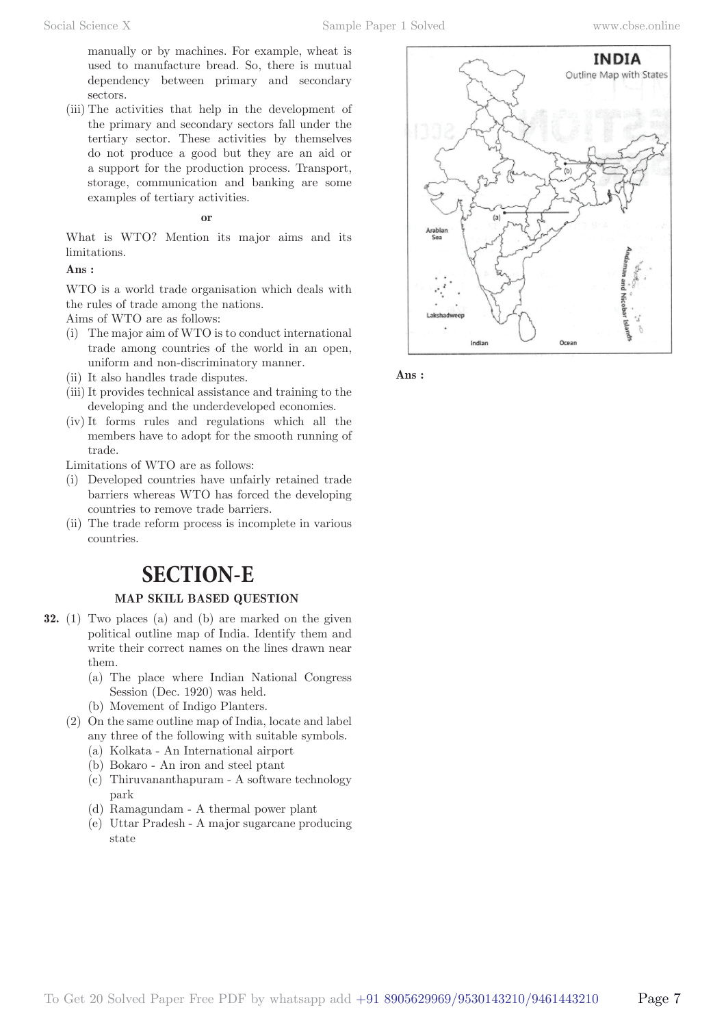manually or by machines. For example, wheat is used to manufacture bread. So, there is mutual dependency between primary and secondary sectors.

(iii) The activities that help in the development of the primary and secondary sectors fall under the tertiary sector. These activities by themselves do not produce a good but they are an aid or a support for the production process. Transport, storage, communication and banking are some examples of tertiary activities.

**or**

What is WTO? Mention its major aims and its limitations.

**Ans :**

WTO is a world trade organisation which deals with the rules of trade among the nations.

Aims of WTO are as follows:

(i) The major aim of WTO is to conduct international trade among countries of the world in an open, uniform and non-discriminatory manner.

(ii) It also handles trade disputes.

(iii) It provides technical assistance and training to the developing and the underdeveloped economies.

(iv) It forms rules and regulations which all the members have to adopt for the smooth running of trade.

Limitations of WTO are as follows:

(i) Developed countries have unfairly retained trade barriers whereas WTO has forced the developing countries to remove trade barriers.

(ii) The trade reform process is incomplete in various countries.

# SECTION-E

### MAP SKILL BASED QUESTION

**32.** (1) Two places (a) and (b) are marked on the given political outline map of India. Identify them and write their correct names on the lines drawn near them.

(a) The place where Indian National Congress Session (Dec. 1920) was held.

(b) Movement of Indigo Planters.

(2) On the same outline map of India, locate and label any three of the following with suitable symbols.

(a) Kolkata - An International airport

(b) Bokaro - An iron and steel ptant

(c) Thiruvananthapuram - A software technology park

(d) Ramagundam - A thermal power plant

(e) Uttar Pradesh - A major sugarcane producing state

INDIA
Outline Map with States

Arabian Sea

Lakshadweep

Indian Ocean

Andaman and Nicobar Islands

(a)

(b)

**Ans :**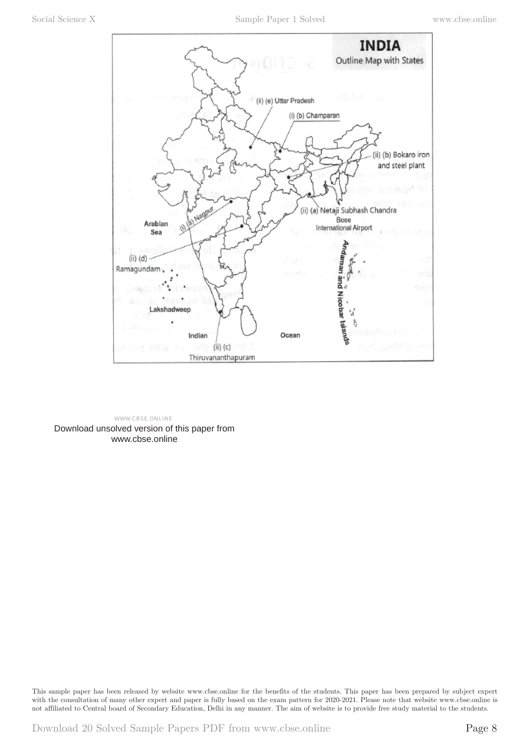INDIA

Outline Map with States

(ii) (e) Uttar Pradesh

(i) (b) Champaran

(ii) (b) Bokaro iron and steel plant

(ii) (a) Netaji Subhash Chandra Bose International Airport

(i) (a) Nagpur

Arabian Sea

(ii) (d) Ramagundam

Lakshadweep

Andaman and Nicobar Islands

Indian Ocean

(ii) (c) Thiruvananthapuram

WWW.CBSE.ONLINE

Download unsolved version of this paper from www.cbse.online

This sample paper has been released by website www.cbse.online for the benefits of the students. This paper has been prepared by subject expert with the consultation of many other expert and paper is fully based on the exam pattern for 2020-2021. Please note that website www.cbse.online is not affiliated to Central board of Secondary Education, Delhi in any manner. The aim of website is to provide free study material to the students.